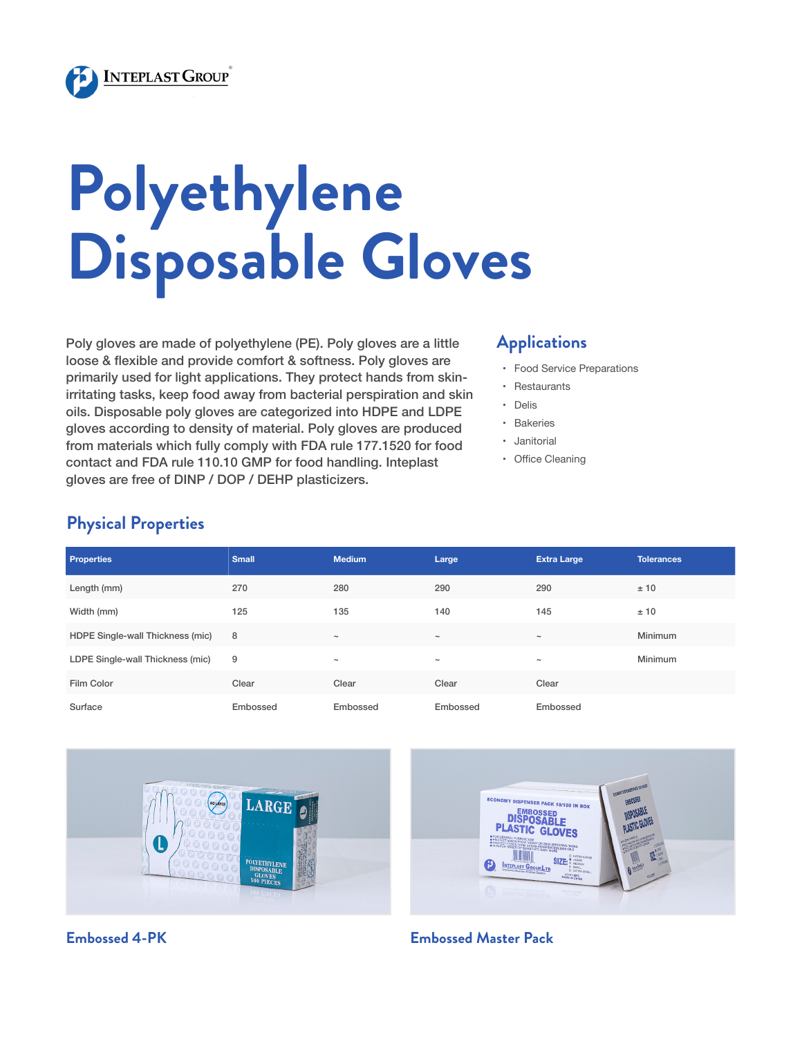Inteplast Group

# Polyethylene Disposable Gloves

Poly gloves are made of polyethylene (PE). Poly gloves are a little loose & flexible and provide comfort & softness. Poly gloves are primarily used for light applications. They protect hands from skin-irritating tasks, keep food away from bacterial perspiration and skin oils. Disposable poly gloves are categorized into HDPE and LDPE gloves according to density of material. Poly gloves are produced from materials which fully comply with FDA rule 177.1520 for food contact and FDA rule 110.10 GMP for food handling. Inteplast gloves are free of DINP / DOP / DEHP plasticizers.

## Applications

- Food Service Preparations
- Restaurants
- Delis
- Bakeries
- Janitorial
- Office Cleaning

## Physical Properties

| Properties | Small | Medium | Large | Extra Large | Tolerances |
|---|---|---|---|---|---|
| Length (mm) | 270 | 280 | 290 | 290 | ± 10 |
| Width (mm) | 125 | 135 | 140 | 145 | ± 10 |
| HDPE Single-wall Thickness (mic) | 8 | ~ | ~ | ~ | Minimum |
| LDPE Single-wall Thickness (mic) | 9 | ~ | ~ | ~ | Minimum |
| Film Color | Clear | Clear | Clear | Clear | |
| Surface | Embossed | Embossed | Embossed | Embossed | |

Embossed 4-PK

Embossed Master Pack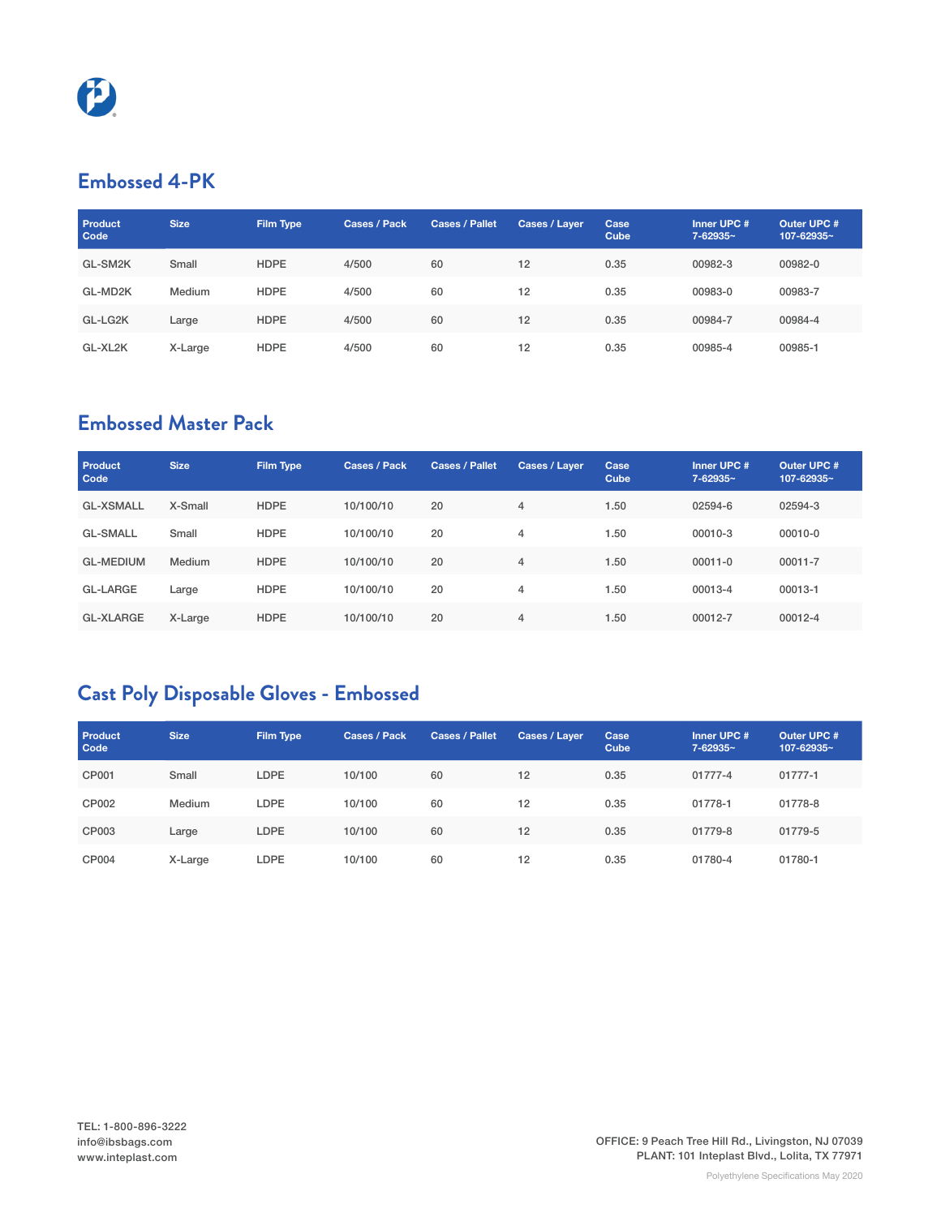## Embossed 4-PK

| Product Code | Size | Film Type | Cases / Pack | Cases / Pallet | Cases / Layer | Case Cube | Inner UPC # 7-62935~ | Outer UPC # 107-62935~ |
|---|---|---|---|---|---|---|---|---|
| GL-SM2K | Small | HDPE | 4/500 | 60 | 12 | 0.35 | 00982-3 | 00982-0 |
| GL-MD2K | Medium | HDPE | 4/500 | 60 | 12 | 0.35 | 00983-0 | 00983-7 |
| GL-LG2K | Large | HDPE | 4/500 | 60 | 12 | 0.35 | 00984-7 | 00984-4 |
| GL-XL2K | X-Large | HDPE | 4/500 | 60 | 12 | 0.35 | 00985-4 | 00985-1 |

## Embossed Master Pack

| Product Code | Size | Film Type | Cases / Pack | Cases / Pallet | Cases / Layer | Case Cube | Inner UPC # 7-62935~ | Outer UPC # 107-62935~ |
|---|---|---|---|---|---|---|---|---|
| GL-XSMALL | X-Small | HDPE | 10/100/10 | 20 | 4 | 1.50 | 02594-6 | 02594-3 |
| GL-SMALL | Small | HDPE | 10/100/10 | 20 | 4 | 1.50 | 00010-3 | 00010-0 |
| GL-MEDIUM | Medium | HDPE | 10/100/10 | 20 | 4 | 1.50 | 00011-0 | 00011-7 |
| GL-LARGE | Large | HDPE | 10/100/10 | 20 | 4 | 1.50 | 00013-4 | 00013-1 |
| GL-XLARGE | X-Large | HDPE | 10/100/10 | 20 | 4 | 1.50 | 00012-7 | 00012-4 |

## Cast Poly Disposable Gloves - Embossed

| Product Code | Size | Film Type | Cases / Pack | Cases / Pallet | Cases / Layer | Case Cube | Inner UPC # 7-62935~ | Outer UPC # 107-62935~ |
|---|---|---|---|---|---|---|---|---|
| CP001 | Small | LDPE | 10/100 | 60 | 12 | 0.35 | 01777-4 | 01777-1 |
| CP002 | Medium | LDPE | 10/100 | 60 | 12 | 0.35 | 01778-1 | 01778-8 |
| CP003 | Large | LDPE | 10/100 | 60 | 12 | 0.35 | 01779-8 | 01779-5 |
| CP004 | X-Large | LDPE | 10/100 | 60 | 12 | 0.35 | 01780-4 | 01780-1 |

TEL: 1-800-896-3222
info@ibsbags.com
www.inteplast.com

OFFICE: 9 Peach Tree Hill Rd., Livingston, NJ 07039
PLANT: 101 Inteplast Blvd., Lolita, TX 77971

Polyethylene Specifications May 2020